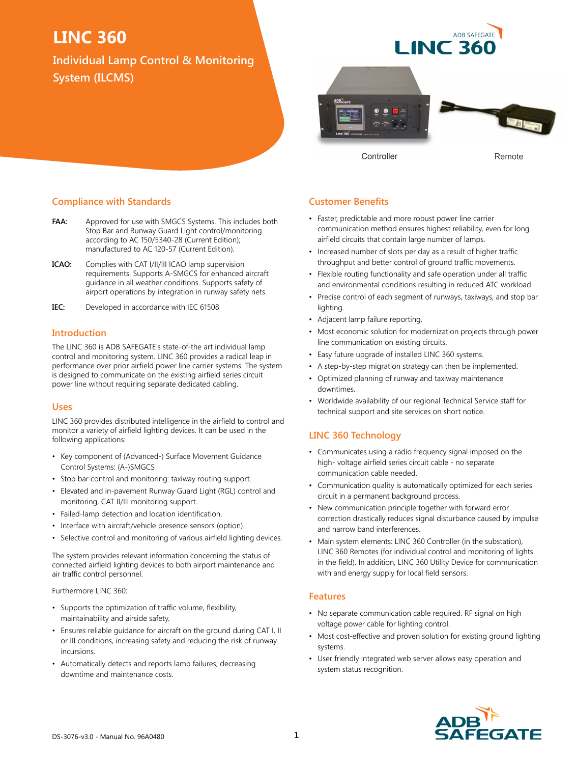# LINC 360

## Individual Lamp Control & Monitoring System (ILCMS)

Controller

Remote

## Compliance with Standards

**FAA:** Approved for use with SMGCS Systems. This includes both Stop Bar and Runway Guard Light control/monitoring according to AC 150/5340-28 (Current Edition); manufactured to AC 120-57 (Current Edition).

**ICAO:** Complies with CAT I/II/III ICAO lamp supervision requirements. Supports A-SMGCS for enhanced aircraft guidance in all weather conditions. Supports safety of airport operations by integration in runway safety nets.

**IEC:** Developed in accordance with IEC 61508

## Introduction

The LINC 360 is ADB SAFEGATE's state-of-the art individual lamp control and monitoring system. LINC 360 provides a radical leap in performance over prior airfield power line carrier systems. The system is designed to communicate on the existing airfield series circuit power line without requiring separate dedicated cabling.

## Uses

LINC 360 provides distributed intelligence in the airfield to control and monitor a variety of airfield lighting devices. It can be used in the following applications:

- Key component of (Advanced-) Surface Movement Guidance Control Systems: (A-)SMGCS
- Stop bar control and monitoring: taxiway routing support.
- Elevated and in-pavement Runway Guard Light (RGL) control and monitoring, CAT II/III monitoring support.
- Failed-lamp detection and location identification.
- Interface with aircraft/vehicle presence sensors (option).
- Selective control and monitoring of various airfield lighting devices.

The system provides relevant information concerning the status of connected airfield lighting devices to both airport maintenance and air traffic control personnel.

Furthermore LINC 360:

- Supports the optimization of traffic volume, flexibility, maintainability and airside safety.
- Ensures reliable guidance for aircraft on the ground during CAT I, II or III conditions, increasing safety and reducing the risk of runway incursions.
- Automatically detects and reports lamp failures, decreasing downtime and maintenance costs.

## Customer Benefits

- Faster, predictable and more robust power line carrier communication method ensures highest reliability, even for long airfield circuits that contain large number of lamps.
- Increased number of slots per day as a result of higher traffic throughput and better control of ground traffic movements.
- Flexible routing functionality and safe operation under all traffic and environmental conditions resulting in reduced ATC workload.
- Precise control of each segment of runways, taxiways, and stop bar lighting.
- Adjacent lamp failure reporting.
- Most economic solution for modernization projects through power line communication on existing circuits.
- Easy future upgrade of installed LINC 360 systems.
- A step-by-step migration strategy can then be implemented.
- Optimized planning of runway and taxiway maintenance downtimes.
- Worldwide availability of our regional Technical Service staff for technical support and site services on short notice.

## LINC 360 Technology

- Communicates using a radio frequency signal imposed on the high- voltage airfield series circuit cable - no separate communication cable needed.
- Communication quality is automatically optimized for each series circuit in a permanent background process.
- New communication principle together with forward error correction drastically reduces signal disturbance caused by impulse and narrow band interferences.
- Main system elements: LINC 360 Controller (in the substation), LINC 360 Remotes (for individual control and monitoring of lights in the field). In addition, LINC 360 Utility Device for communication with and energy supply for local field sensors.

## Features

- No separate communication cable required. RF signal on high voltage power cable for lighting control.
- Most cost-effective and proven solution for existing ground lighting systems.
- User friendly integrated web server allows easy operation and system status recognition.

DS-3076-v3.0 - Manual No. 96A0480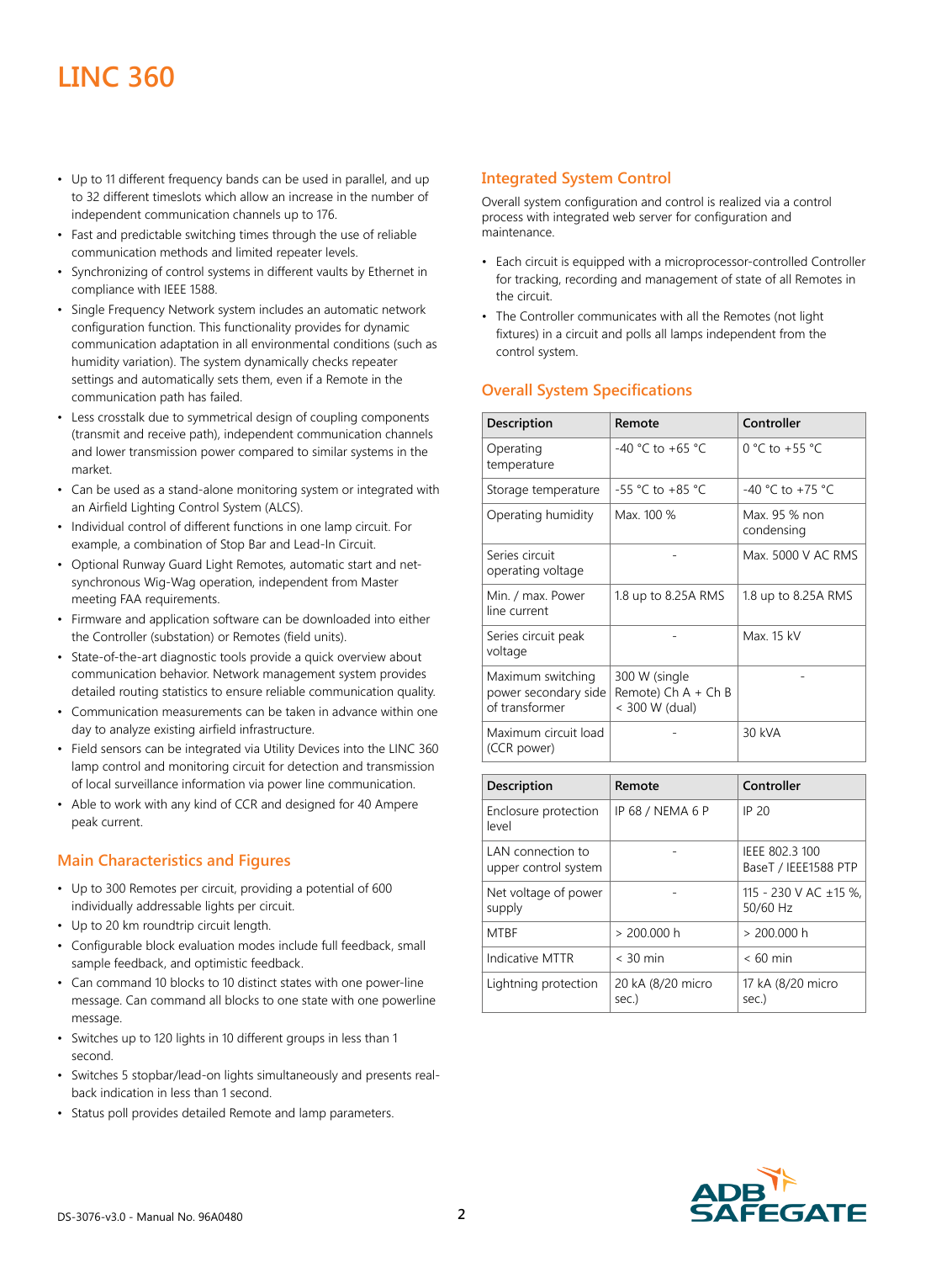# LINC 360

- Up to 11 different frequency bands can be used in parallel, and up to 32 different timeslots which allow an increase in the number of independent communication channels up to 176.
- Fast and predictable switching times through the use of reliable communication methods and limited repeater levels.
- Synchronizing of control systems in different vaults by Ethernet in compliance with IEEE 1588.
- Single Frequency Network system includes an automatic network configuration function. This functionality provides for dynamic communication adaptation in all environmental conditions (such as humidity variation). The system dynamically checks repeater settings and automatically sets them, even if a Remote in the communication path has failed.
- Less crosstalk due to symmetrical design of coupling components (transmit and receive path), independent communication channels and lower transmission power compared to similar systems in the market.
- Can be used as a stand-alone monitoring system or integrated with an Airfield Lighting Control System (ALCS).
- Individual control of different functions in one lamp circuit. For example, a combination of Stop Bar and Lead-In Circuit.
- Optional Runway Guard Light Remotes, automatic start and net-synchronous Wig-Wag operation, independent from Master meeting FAA requirements.
- Firmware and application software can be downloaded into either the Controller (substation) or Remotes (field units).
- State-of-the-art diagnostic tools provide a quick overview about communication behavior. Network management system provides detailed routing statistics to ensure reliable communication quality.
- Communication measurements can be taken in advance within one day to analyze existing airfield infrastructure.
- Field sensors can be integrated via Utility Devices into the LINC 360 lamp control and monitoring circuit for detection and transmission of local surveillance information via power line communication.
- Able to work with any kind of CCR and designed for 40 Ampere peak current.

## Main Characteristics and Figures

- Up to 300 Remotes per circuit, providing a potential of 600 individually addressable lights per circuit.
- Up to 20 km roundtrip circuit length.
- Configurable block evaluation modes include full feedback, small sample feedback, and optimistic feedback.
- Can command 10 blocks to 10 distinct states with one power-line message. Can command all blocks to one state with one powerline message.
- Switches up to 120 lights in 10 different groups in less than 1 second.
- Switches 5 stopbar/lead-on lights simultaneously and presents real-back indication in less than 1 second.
- Status poll provides detailed Remote and lamp parameters.

## Integrated System Control

Overall system configuration and control is realized via a control process with integrated web server for configuration and maintenance.

- Each circuit is equipped with a microprocessor-controlled Controller for tracking, recording and management of state of all Remotes in the circuit.
- The Controller communicates with all the Remotes (not light fixtures) in a circuit and polls all lamps independent from the control system.

## Overall System Specifications

| Description | Remote | Controller |
|---|---|---|
| Operating temperature | -40 °C to +65 °C | 0 °C to +55 °C |
| Storage temperature | -55 °C to +85 °C | -40 °C to +75 °C |
| Operating humidity | Max. 100 % | Max. 95 % non condensing |
| Series circuit operating voltage | - | Max. 5000 V AC RMS |
| Min. / max. Power line current | 1.8 up to 8.25A RMS | 1.8 up to 8.25A RMS |
| Series circuit peak voltage | - | Max. 15 kV |
| Maximum switching power secondary side of transformer | 300 W (single Remote) Ch A + Ch B < 300 W (dual) | - |
| Maximum circuit load (CCR power) | - | 30 kVA |

| Description | Remote | Controller |
|---|---|---|
| Enclosure protection level | IP 68 / NEMA 6 P | IP 20 |
| LAN connection to upper control system | - | IEEE 802.3 100 BaseT / IEEE1588 PTP |
| Net voltage of power supply | - | 115 - 230 V AC ±15 %, 50/60 Hz |
| MTBF | > 200.000 h | > 200.000 h |
| Indicative MTTR | < 30 min | < 60 min |
| Lightning protection | 20 kA (8/20 micro sec.) | 17 kA (8/20 micro sec.) |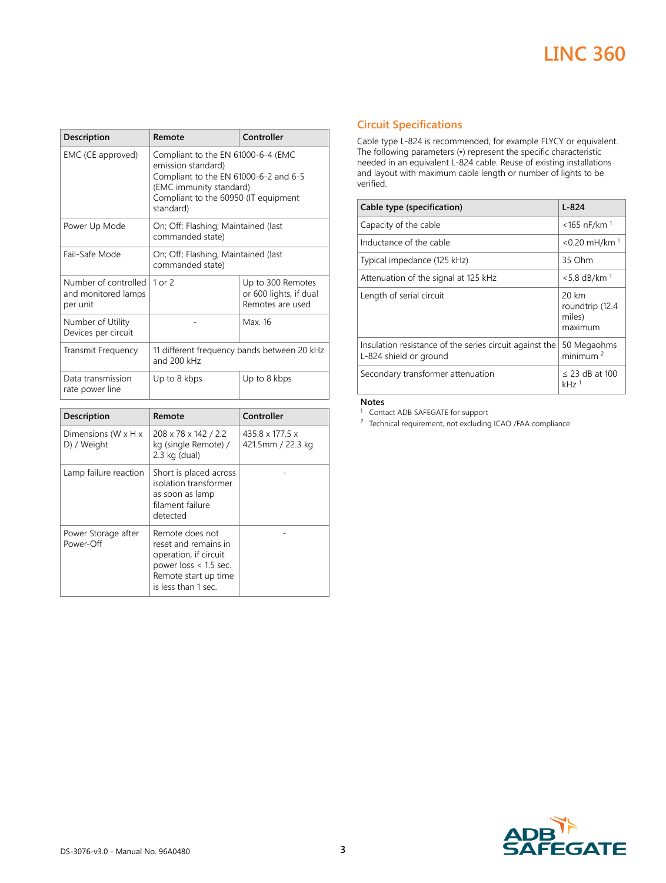| Description | Remote | Controller |
| --- | --- | --- |
| EMC (CE approved) | Compliant to the EN 61000-6-4 (EMC emission standard) Compliant to the EN 61000-6-2 and 6-5 (EMC immunity standard) Compliant to the 60950 (IT equipment standard) | |
| Power Up Mode | On; Off; Flashing; Maintained (last commanded state) | |
| Fail-Safe Mode | On; Off; Flashing, Maintained (last commanded state) | |
| Number of controlled and monitored lamps per unit | 1 or 2 | Up to 300 Remotes or 600 lights, if dual Remotes are used |
| Number of Utility Devices per circuit | - | Max. 16 |
| Transmit Frequency | 11 different frequency bands between 20 kHz and 200 kHz | |
| Data transmission rate power line | Up to 8 kbps | Up to 8 kbps |

| Description | Remote | Controller |
| --- | --- | --- |
| Dimensions (W x H x D) / Weight | 208 x 78 x 142 / 2.2 kg (single Remote) / 2.3 kg (dual) | 435.8 x 177.5 x 421.5mm / 22.3 kg |
| Lamp failure reaction | Short is placed across isolation transformer as soon as lamp filament failure detected | - |
| Power Storage after Power-Off | Remote does not reset and remains in operation, if circuit power loss < 1.5 sec. Remote start up time is less than 1 sec. | - |

## Circuit Specifications

Cable type L-824 is recommended, for example FLYCY or equivalent. The following parameters (*) represent the specific characteristic needed in an equivalent L-824 cable. Reuse of existing installations and layout with maximum cable length or number of lights to be verified.

| Cable type (specification) | L-824 |
| --- | --- |
| Capacity of the cable | <165 nF/km [1] |
| Inductance of the cable | <0.20 mH/km [1] |
| Typical impedance (125 kHz) | 35 Ohm |
| Attenuation of the signal at 125 kHz | <5.8 dB/km [1] |
| Length of serial circuit | 20 km roundtrip (12.4 miles) maximum |
| Insulation resistance of the series circuit against the L-824 shield or ground | 50 Megaohms minimum [2] |
| Secondary transformer attenuation | ≤ 23 dB at 100 kHz [1] |

**Notes**

[1] Contact ADB SAFEGATE for support

[2] Technical requirement, not excluding ICAO /FAA compliance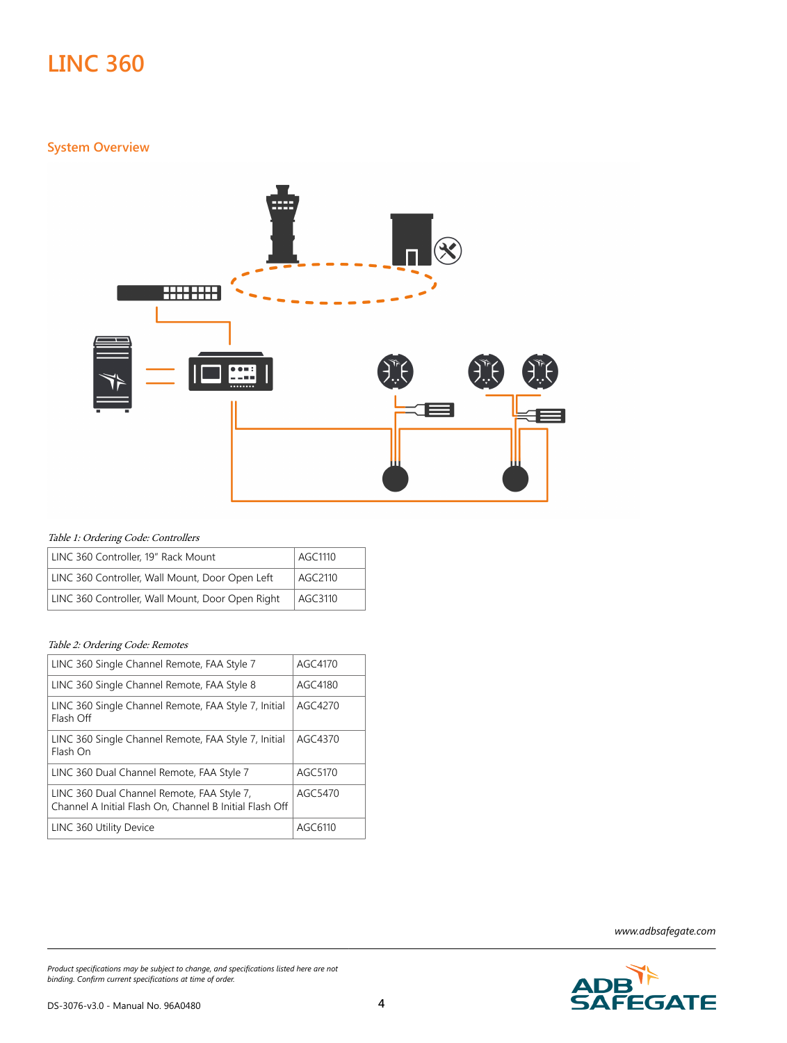# LINC 360

## System Overview

*Table 1: Ordering Code: Controllers*

| | |
|---|---|
| LINC 360 Controller, 19" Rack Mount | AGC1110 |
| LINC 360 Controller, Wall Mount, Door Open Left | AGC2110 |
| LINC 360 Controller, Wall Mount, Door Open Right | AGC3110 |

*Table 2: Ordering Code: Remotes*

| | |
|---|---|
| LINC 360 Single Channel Remote, FAA Style 7 | AGC4170 |
| LINC 360 Single Channel Remote, FAA Style 8 | AGC4180 |
| LINC 360 Single Channel Remote, FAA Style 7, Initial Flash Off | AGC4270 |
| LINC 360 Single Channel Remote, FAA Style 7, Initial Flash On | AGC4370 |
| LINC 360 Dual Channel Remote, FAA Style 7 | AGC5170 |
| LINC 360 Dual Channel Remote, FAA Style 7, Channel A Initial Flash On, Channel B Initial Flash Off | AGC5470 |
| LINC 360 Utility Device | AGC6110 |

*www.adbsafegate.com*

*Product specifications may be subject to change, and specifications listed here are not binding. Confirm current specifications at time of order.*

DS-3076-v3.0 - Manual No. 96A0480